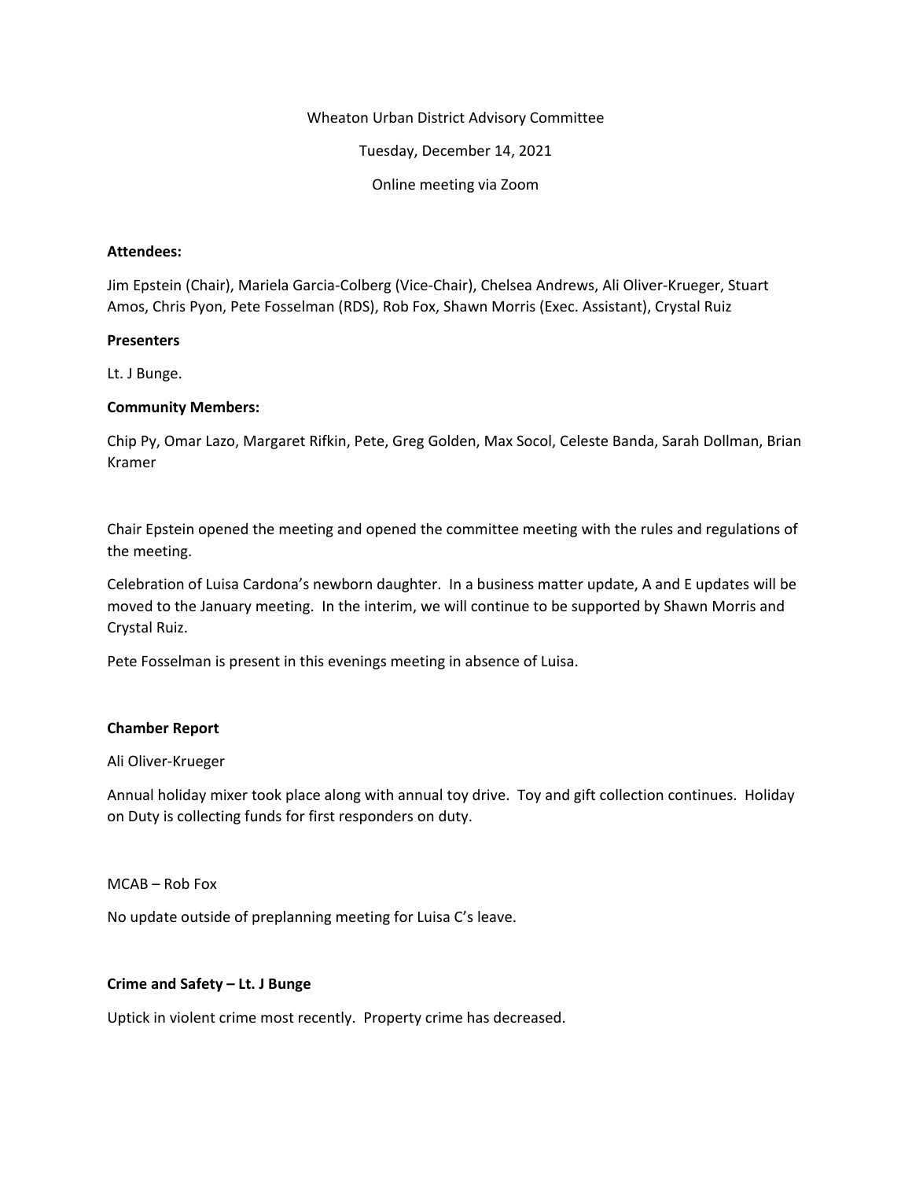Wheaton Urban District Advisory Committee

Tuesday, December 14, 2021

Online meeting via Zoom

**Attendees:**

Jim Epstein (Chair), Mariela Garcia-Colberg (Vice-Chair), Chelsea Andrews, Ali Oliver-Krueger, Stuart Amos, Chris Pyon, Pete Fosselman (RDS), Rob Fox, Shawn Morris (Exec. Assistant), Crystal Ruiz

**Presenters**

Lt. J Bunge.

**Community Members:**

Chip Py, Omar Lazo, Margaret Rifkin, Pete, Greg Golden, Max Socol, Celeste Banda, Sarah Dollman, Brian Kramer

Chair Epstein opened the meeting and opened the committee meeting with the rules and regulations of the meeting.

Celebration of Luisa Cardona's newborn daughter. In a business matter update, A and E updates will be moved to the January meeting. In the interim, we will continue to be supported by Shawn Morris and Crystal Ruiz.

Pete Fosselman is present in this evenings meeting in absence of Luisa.

**Chamber Report**

Ali Oliver-Krueger

Annual holiday mixer took place along with annual toy drive. Toy and gift collection continues. Holiday on Duty is collecting funds for first responders on duty.

MCAB – Rob Fox

No update outside of preplanning meeting for Luisa C's leave.

**Crime and Safety – Lt. J Bunge**

Uptick in violent crime most recently. Property crime has decreased.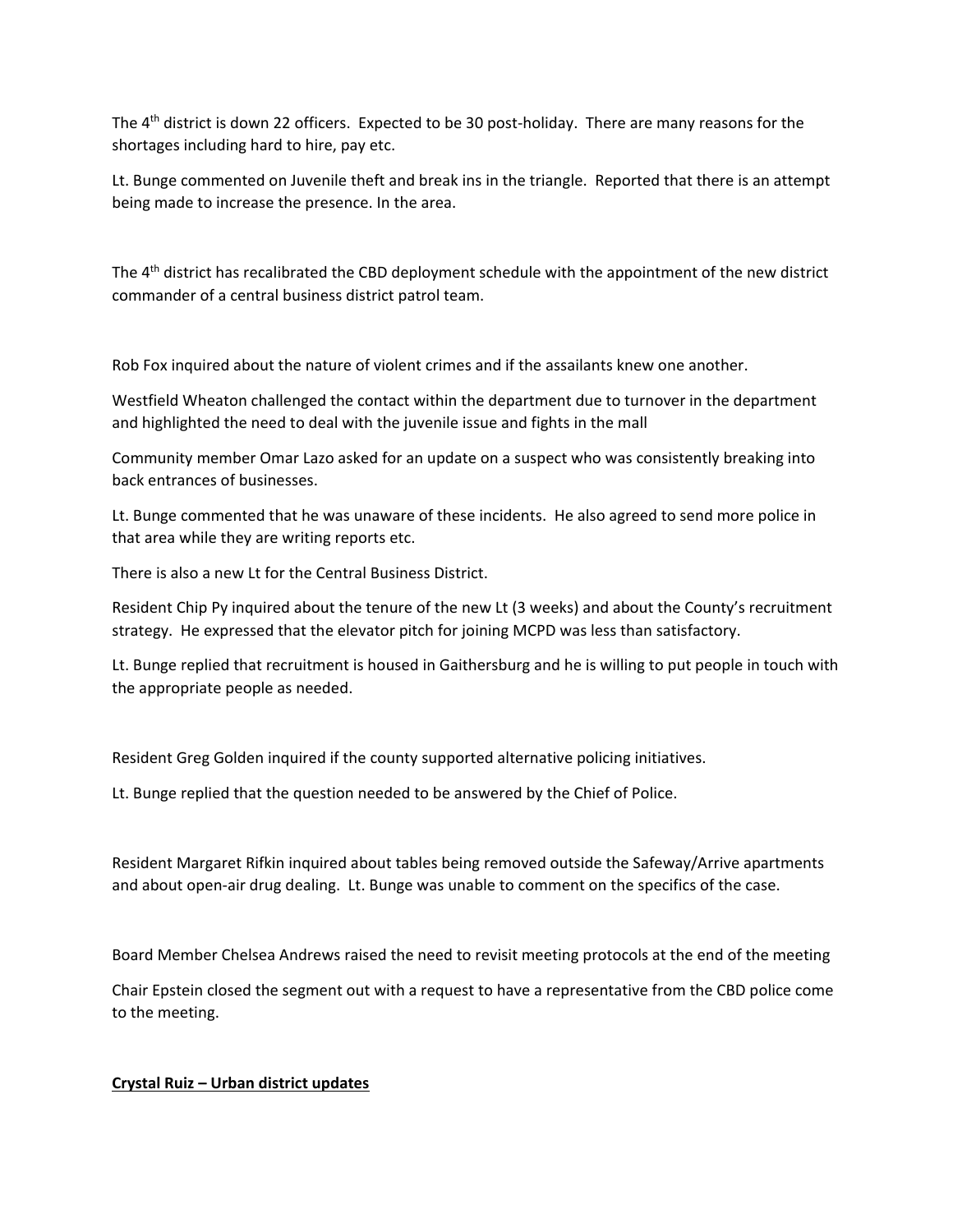The 4th district is down 22 officers. Expected to be 30 post-holiday. There are many reasons for the shortages including hard to hire, pay etc.

Lt. Bunge commented on Juvenile theft and break ins in the triangle. Reported that there is an attempt being made to increase the presence. In the area.

The 4th district has recalibrated the CBD deployment schedule with the appointment of the new district commander of a central business district patrol team.

Rob Fox inquired about the nature of violent crimes and if the assailants knew one another.

Westfield Wheaton challenged the contact within the department due to turnover in the department and highlighted the need to deal with the juvenile issue and fights in the mall

Community member Omar Lazo asked for an update on a suspect who was consistently breaking into back entrances of businesses.

Lt. Bunge commented that he was unaware of these incidents. He also agreed to send more police in that area while they are writing reports etc.

There is also a new Lt for the Central Business District.

Resident Chip Py inquired about the tenure of the new Lt (3 weeks) and about the County's recruitment strategy. He expressed that the elevator pitch for joining MCPD was less than satisfactory.

Lt. Bunge replied that recruitment is housed in Gaithersburg and he is willing to put people in touch with the appropriate people as needed.

Resident Greg Golden inquired if the county supported alternative policing initiatives.

Lt. Bunge replied that the question needed to be answered by the Chief of Police.

Resident Margaret Rifkin inquired about tables being removed outside the Safeway/Arrive apartments and about open-air drug dealing. Lt. Bunge was unable to comment on the specifics of the case.

Board Member Chelsea Andrews raised the need to revisit meeting protocols at the end of the meeting

Chair Epstein closed the segment out with a request to have a representative from the CBD police come to the meeting.

**Crystal Ruiz – Urban district updates**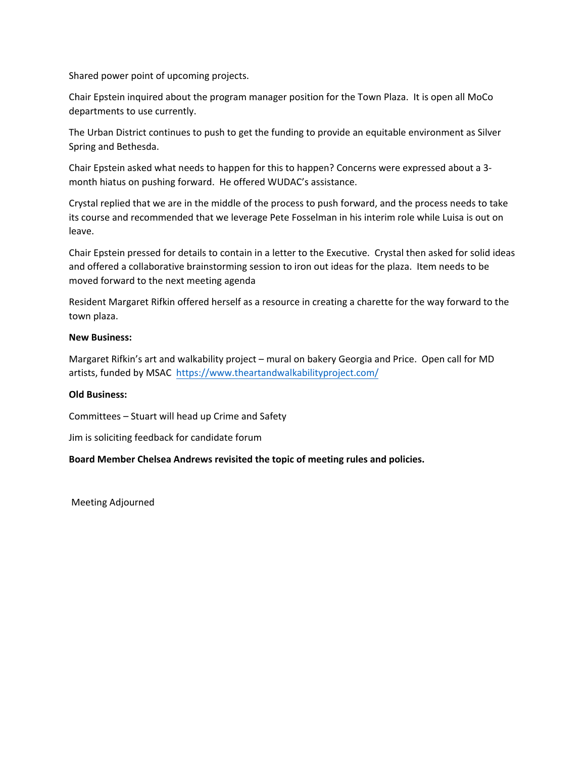Shared power point of upcoming projects.

Chair Epstein inquired about the program manager position for the Town Plaza. It is open all MoCo departments to use currently.

The Urban District continues to push to get the funding to provide an equitable environment as Silver Spring and Bethesda.

Chair Epstein asked what needs to happen for this to happen? Concerns were expressed about a 3-month hiatus on pushing forward. He offered WUDAC's assistance.

Crystal replied that we are in the middle of the process to push forward, and the process needs to take its course and recommended that we leverage Pete Fosselman in his interim role while Luisa is out on leave.

Chair Epstein pressed for details to contain in a letter to the Executive. Crystal then asked for solid ideas and offered a collaborative brainstorming session to iron out ideas for the plaza. Item needs to be moved forward to the next meeting agenda

Resident Margaret Rifkin offered herself as a resource in creating a charette for the way forward to the town plaza.

**New Business:**

Margaret Rifkin's art and walkability project – mural on bakery Georgia and Price. Open call for MD artists, funded by MSAC https://www.theartandwalkabilityproject.com/

**Old Business:**

Committees – Stuart will head up Crime and Safety

Jim is soliciting feedback for candidate forum

**Board Member Chelsea Andrews revisited the topic of meeting rules and policies.**

Meeting Adjourned